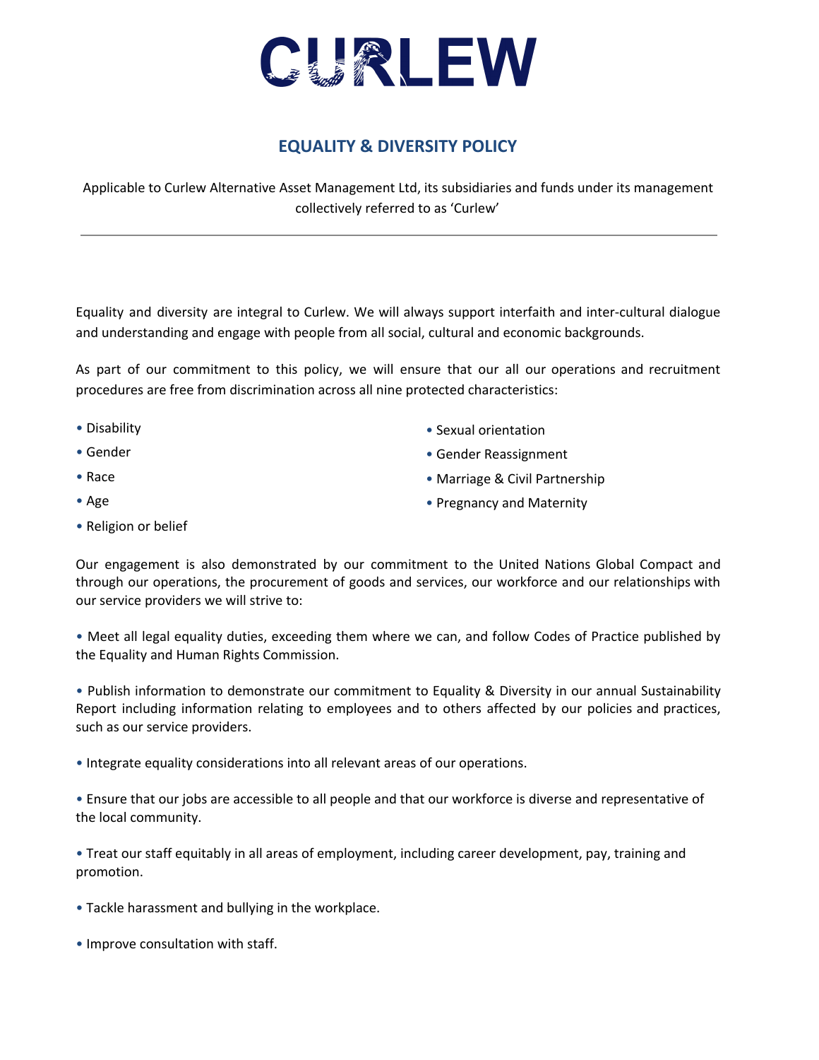# CURLEW

## EQUALITY & DIVERSITY POLICY

Applicable to Curlew Alternative Asset Management Ltd, its subsidiaries and funds under its management collectively referred to as 'Curlew'

---

Equality and diversity are integral to Curlew. We will always support interfaith and inter-cultural dialogue and understanding and engage with people from all social, cultural and economic backgrounds.

As part of our commitment to this policy, we will ensure that our all our operations and recruitment procedures are free from discrimination across all nine protected characteristics:

- Disability
- Gender
- Race
- Age
- Religion or belief
- Sexual orientation
- Gender Reassignment
- Marriage & Civil Partnership
- Pregnancy and Maternity

Our engagement is also demonstrated by our commitment to the United Nations Global Compact and through our operations, the procurement of goods and services, our workforce and our relationships with our service providers we will strive to:

- Meet all legal equality duties, exceeding them where we can, and follow Codes of Practice published by the Equality and Human Rights Commission.

- Publish information to demonstrate our commitment to Equality & Diversity in our annual Sustainability Report including information relating to employees and to others affected by our policies and practices, such as our service providers.

- Integrate equality considerations into all relevant areas of our operations.

- Ensure that our jobs are accessible to all people and that our workforce is diverse and representative of the local community.

- Treat our staff equitably in all areas of employment, including career development, pay, training and promotion.

- Tackle harassment and bullying in the workplace.

- Improve consultation with staff.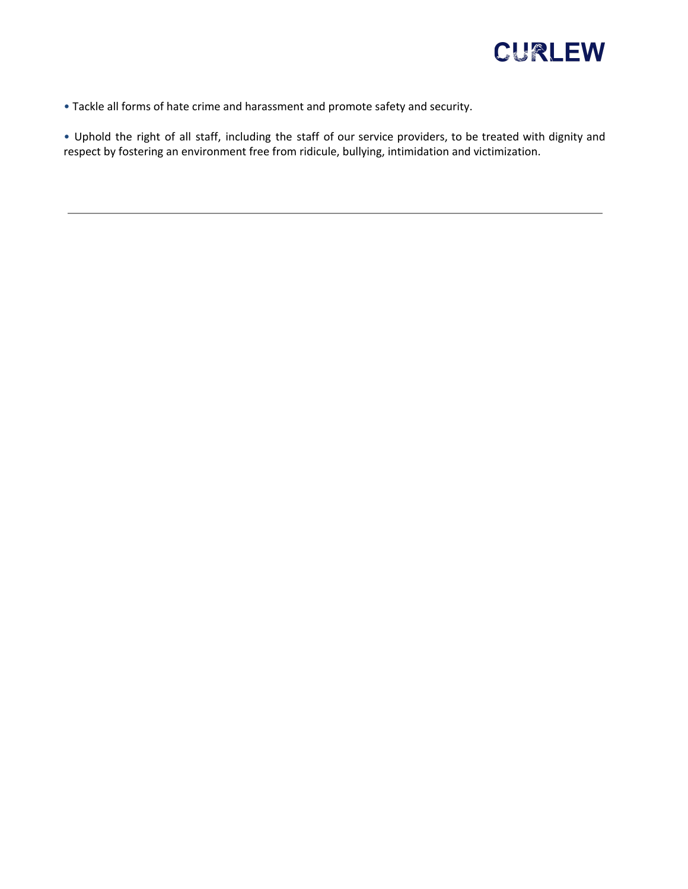- Tackle all forms of hate crime and harassment and promote safety and security.

- Uphold the right of all staff, including the staff of our service providers, to be treated with dignity and respect by fostering an environment free from ridicule, bullying, intimidation and victimization.

---